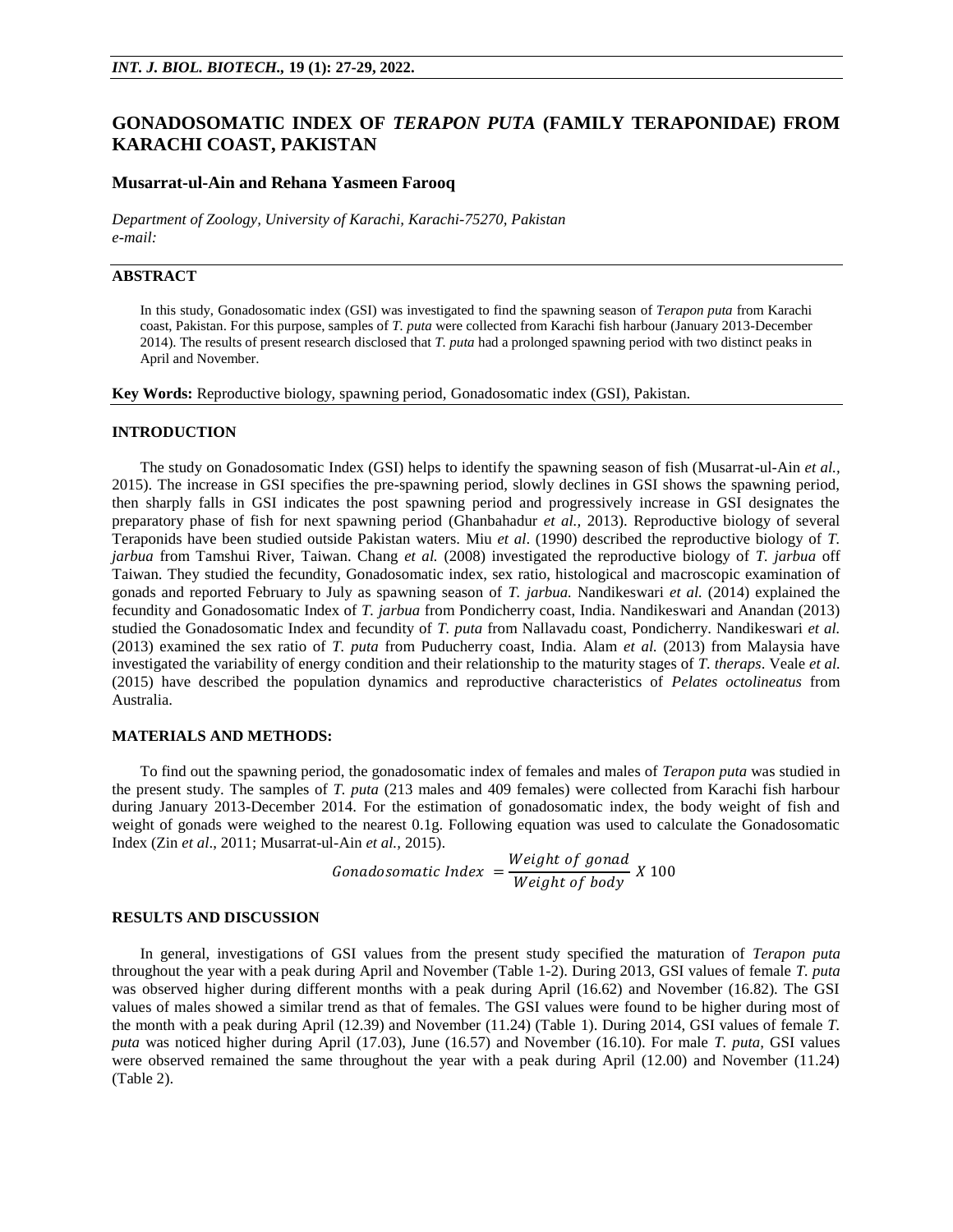# GONADOSOMATIC INDEX OF *TERAPON PUTA* (FAMILY TERAPONIDAE) FROM KARACHI COAST, PAKISTAN

**Musarrat-ul-Ain and Rehana Yasmeen Farooq**

*Department of Zoology, University of Karachi, Karachi-75270, Pakistan*
*e-mail:*

## ABSTRACT

In this study, Gonadosomatic index (GSI) was investigated to find the spawning season of *Terapon puta* from Karachi coast, Pakistan. For this purpose, samples of *T. puta* were collected from Karachi fish harbour (January 2013-December 2014). The results of present research disclosed that *T. puta* had a prolonged spawning period with two distinct peaks in April and November.

**Key Words:** Reproductive biology, spawning period, Gonadosomatic index (GSI), Pakistan.

## INTRODUCTION

The study on Gonadosomatic Index (GSI) helps to identify the spawning season of fish (Musarrat-ul-Ain *et al.*, 2015). The increase in GSI specifies the pre-spawning period, slowly declines in GSI shows the spawning period, then sharply falls in GSI indicates the post spawning period and progressively increase in GSI designates the preparatory phase of fish for next spawning period (Ghanbahadur *et al.,* 2013). Reproductive biology of several Teraponids have been studied outside Pakistan waters. Miu *et al*. (1990) described the reproductive biology of *T. jarbua* from Tamshui River, Taiwan. Chang *et al.* (2008) investigated the reproductive biology of *T. jarbua* off Taiwan. They studied the fecundity, Gonadosomatic index, sex ratio, histological and macroscopic examination of gonads and reported February to July as spawning season of *T. jarbua.* Nandikeswari *et al.* (2014) explained the fecundity and Gonadosomatic Index of *T. jarbua* from Pondicherry coast, India. Nandikeswari and Anandan (2013) studied the Gonadosomatic Index and fecundity of *T. puta* from Nallavadu coast, Pondicherry. Nandikeswari *et al.* (2013) examined the sex ratio of *T. puta* from Puducherry coast, India. Alam *et al.* (2013) from Malaysia have investigated the variability of energy condition and their relationship to the maturity stages of *T. theraps*. Veale *et al.* (2015) have described the population dynamics and reproductive characteristics of *Pelates octolineatus* from Australia.

## MATERIALS AND METHODS:

To find out the spawning period, the gonadosomatic index of females and males of *Terapon puta* was studied in the present study. The samples of *T. puta* (213 males and 409 females) were collected from Karachi fish harbour during January 2013-December 2014. For the estimation of gonadosomatic index, the body weight of fish and weight of gonads were weighed to the nearest 0.1g. Following equation was used to calculate the Gonadosomatic Index (Zin *et al*., 2011; Musarrat-ul-Ain *et al.*, 2015).

$$Gonadosomatic\ Index\ = \frac{Weight\ of\ gonad}{Weight\ of\ body}\ X\ 100$$

## RESULTS AND DISCUSSION

In general, investigations of GSI values from the present study specified the maturation of *Terapon puta* throughout the year with a peak during April and November (Table 1-2). During 2013, GSI values of female *T. puta* was observed higher during different months with a peak during April (16.62) and November (16.82). The GSI values of males showed a similar trend as that of females. The GSI values were found to be higher during most of the month with a peak during April (12.39) and November (11.24) (Table 1). During 2014, GSI values of female *T. puta* was noticed higher during April (17.03), June (16.57) and November (16.10). For male *T. puta*, GSI values were observed remained the same throughout the year with a peak during April (12.00) and November (11.24) (Table 2).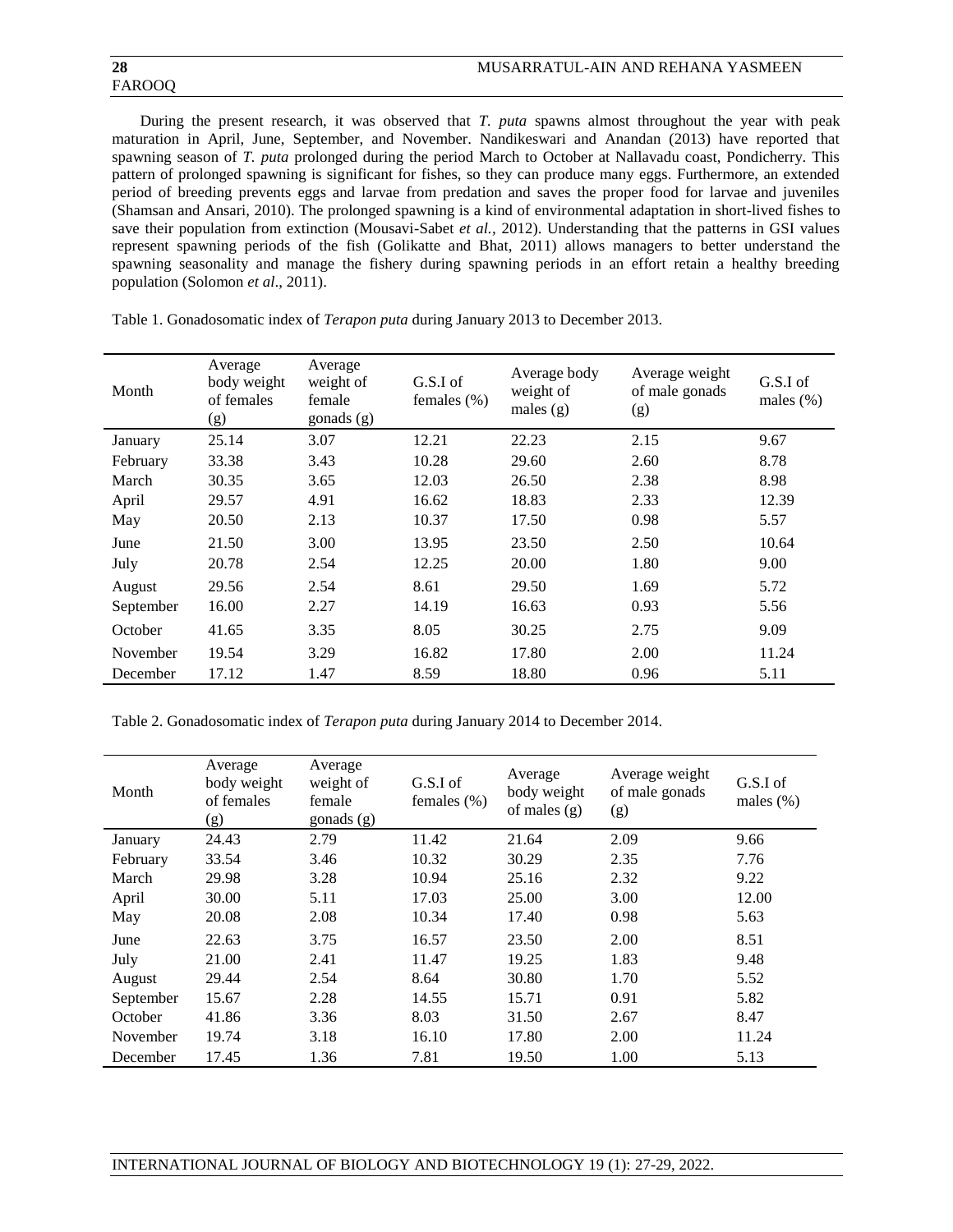During the present research, it was observed that *T. puta* spawns almost throughout the year with peak maturation in April, June, September, and November. Nandikeswari and Anandan (2013) have reported that spawning season of *T. puta* prolonged during the period March to October at Nallavadu coast, Pondicherry. This pattern of prolonged spawning is significant for fishes, so they can produce many eggs. Furthermore, an extended period of breeding prevents eggs and larvae from predation and saves the proper food for larvae and juveniles (Shamsan and Ansari, 2010). The prolonged spawning is a kind of environmental adaptation in short-lived fishes to save their population from extinction (Mousavi-Sabet *et al.*, 2012). Understanding that the patterns in GSI values represent spawning periods of the fish (Golikatte and Bhat, 2011) allows managers to better understand the spawning seasonality and manage the fishery during spawning periods in an effort retain a healthy breeding population (Solomon *et al*., 2011).

Table 1. Gonadosomatic index of *Terapon puta* during January 2013 to December 2013.

| Month | Average body weight of females (g) | Average weight of female gonads (g) | G.S.I of females (%) | Average body weight of males (g) | Average weight of male gonads (g) | G.S.I of males (%) |
|---|---|---|---|---|---|---|
| January | 25.14 | 3.07 | 12.21 | 22.23 | 2.15 | 9.67 |
| February | 33.38 | 3.43 | 10.28 | 29.60 | 2.60 | 8.78 |
| March | 30.35 | 3.65 | 12.03 | 26.50 | 2.38 | 8.98 |
| April | 29.57 | 4.91 | 16.62 | 18.83 | 2.33 | 12.39 |
| May | 20.50 | 2.13 | 10.37 | 17.50 | 0.98 | 5.57 |
| June | 21.50 | 3.00 | 13.95 | 23.50 | 2.50 | 10.64 |
| July | 20.78 | 2.54 | 12.25 | 20.00 | 1.80 | 9.00 |
| August | 29.56 | 2.54 | 8.61 | 29.50 | 1.69 | 5.72 |
| September | 16.00 | 2.27 | 14.19 | 16.63 | 0.93 | 5.56 |
| October | 41.65 | 3.35 | 8.05 | 30.25 | 2.75 | 9.09 |
| November | 19.54 | 3.29 | 16.82 | 17.80 | 2.00 | 11.24 |
| December | 17.12 | 1.47 | 8.59 | 18.80 | 0.96 | 5.11 |

Table 2. Gonadosomatic index of *Terapon puta* during January 2014 to December 2014.

| Month | Average body weight of females (g) | Average weight of female gonads (g) | G.S.I of females (%) | Average body weight of males (g) | Average weight of male gonads (g) | G.S.I of males (%) |
|---|---|---|---|---|---|---|
| January | 24.43 | 2.79 | 11.42 | 21.64 | 2.09 | 9.66 |
| February | 33.54 | 3.46 | 10.32 | 30.29 | 2.35 | 7.76 |
| March | 29.98 | 3.28 | 10.94 | 25.16 | 2.32 | 9.22 |
| April | 30.00 | 5.11 | 17.03 | 25.00 | 3.00 | 12.00 |
| May | 20.08 | 2.08 | 10.34 | 17.40 | 0.98 | 5.63 |
| June | 22.63 | 3.75 | 16.57 | 23.50 | 2.00 | 8.51 |
| July | 21.00 | 2.41 | 11.47 | 19.25 | 1.83 | 9.48 |
| August | 29.44 | 2.54 | 8.64 | 30.80 | 1.70 | 5.52 |
| September | 15.67 | 2.28 | 14.55 | 15.71 | 0.91 | 5.82 |
| October | 41.86 | 3.36 | 8.03 | 31.50 | 2.67 | 8.47 |
| November | 19.74 | 3.18 | 16.10 | 17.80 | 2.00 | 11.24 |
| December | 17.45 | 1.36 | 7.81 | 19.50 | 1.00 | 5.13 |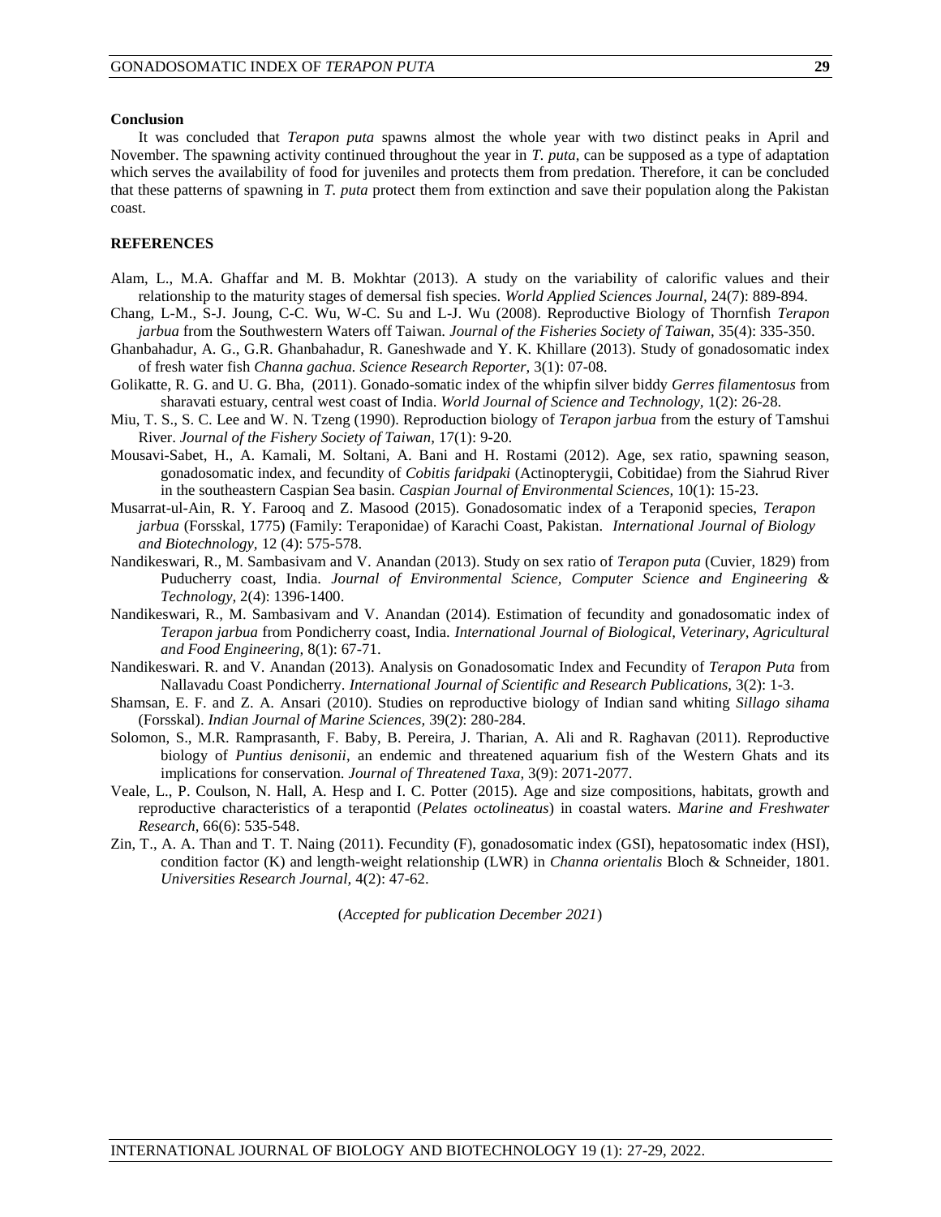## Conclusion

It was concluded that *Terapon puta* spawns almost the whole year with two distinct peaks in April and November. The spawning activity continued throughout the year in *T. puta*, can be supposed as a type of adaptation which serves the availability of food for juveniles and protects them from predation. Therefore, it can be concluded that these patterns of spawning in *T. puta* protect them from extinction and save their population along the Pakistan coast.

## REFERENCES

Alam, L., M.A. Ghaffar and M. B. Mokhtar (2013). A study on the variability of calorific values and their relationship to the maturity stages of demersal fish species. *World Applied Sciences Journal,* 24(7): 889-894.

Chang, L-M., S-J. Joung, C-C. Wu, W-C. Su and L-J. Wu (2008). Reproductive Biology of Thornfish *Terapon jarbua* from the Southwestern Waters off Taiwan. *Journal of the Fisheries Society of Taiwan,* 35(4): 335-350.

Ghanbahadur, A. G., G.R. Ghanbahadur, R. Ganeshwade and Y. K. Khillare (2013). Study of gonadosomatic index of fresh water fish *Channa gachua. Science Research Reporter,* 3(1): 07-08.

Golikatte, R. G. and U. G. Bha, (2011). Gonado-somatic index of the whipfin silver biddy *Gerres filamentosus* from sharavati estuary, central west coast of India. *World Journal of Science and Technology,* 1(2): 26-28.

Miu, T. S., S. C. Lee and W. N. Tzeng (1990). Reproduction biology of *Terapon jarbua* from the estury of Tamshui River. *Journal of the Fishery Society of Taiwan,* 17(1): 9-20.

Mousavi-Sabet, H., A. Kamali, M. Soltani, A. Bani and H. Rostami (2012). Age, sex ratio, spawning season, gonadosomatic index, and fecundity of *Cobitis faridpaki* (Actinopterygii, Cobitidae) from the Siahrud River in the southeastern Caspian Sea basin. *Caspian Journal of Environmental Sciences,* 10(1): 15-23.

Musarrat-ul-Ain, R. Y. Farooq and Z. Masood (2015). Gonadosomatic index of a Teraponid species, *Terapon jarbua* (Forsskal, 1775) (Family: Teraponidae) of Karachi Coast, Pakistan. *International Journal of Biology and Biotechnology,* 12 (4): 575-578.

Nandikeswari, R., M. Sambasivam and V. Anandan (2013). Study on sex ratio of *Terapon puta* (Cuvier, 1829) from Puducherry coast, India. *Journal of Environmental Science, Computer Science and Engineering & Technology,* 2(4): 1396-1400.

Nandikeswari, R., M. Sambasivam and V. Anandan (2014). Estimation of fecundity and gonadosomatic index of *Terapon jarbua* from Pondicherry coast, India. *International Journal of Biological, Veterinary, Agricultural and Food Engineering,* 8(1): 67-71.

Nandikeswari. R. and V. Anandan (2013). Analysis on Gonadosomatic Index and Fecundity of *Terapon Puta* from Nallavadu Coast Pondicherry. *International Journal of Scientific and Research Publications,* 3(2): 1-3.

Shamsan, E. F. and Z. A. Ansari (2010). Studies on reproductive biology of Indian sand whiting *Sillago sihama* (Forsskal). *Indian Journal of Marine Sciences,* 39(2): 280-284.

Solomon, S., M.R. Ramprasanth, F. Baby, B. Pereira, J. Tharian, A. Ali and R. Raghavan (2011). Reproductive biology of *Puntius denisonii*, an endemic and threatened aquarium fish of the Western Ghats and its implications for conservation. *Journal of Threatened Taxa,* 3(9): 2071-2077.

Veale, L., P. Coulson, N. Hall, A. Hesp and I. C. Potter (2015). Age and size compositions, habitats, growth and reproductive characteristics of a terapontid (*Pelates octolineatus*) in coastal waters. *Marine and Freshwater Research,* 66(6): 535-548.

Zin, T., A. A. Than and T. T. Naing (2011). Fecundity (F), gonadosomatic index (GSI), hepatosomatic index (HSI), condition factor (K) and length-weight relationship (LWR) in *Channa orientalis* Bloch & Schneider, 1801. *Universities Research Journal,* 4(2): 47-62.

(*Accepted for publication December 2021*)